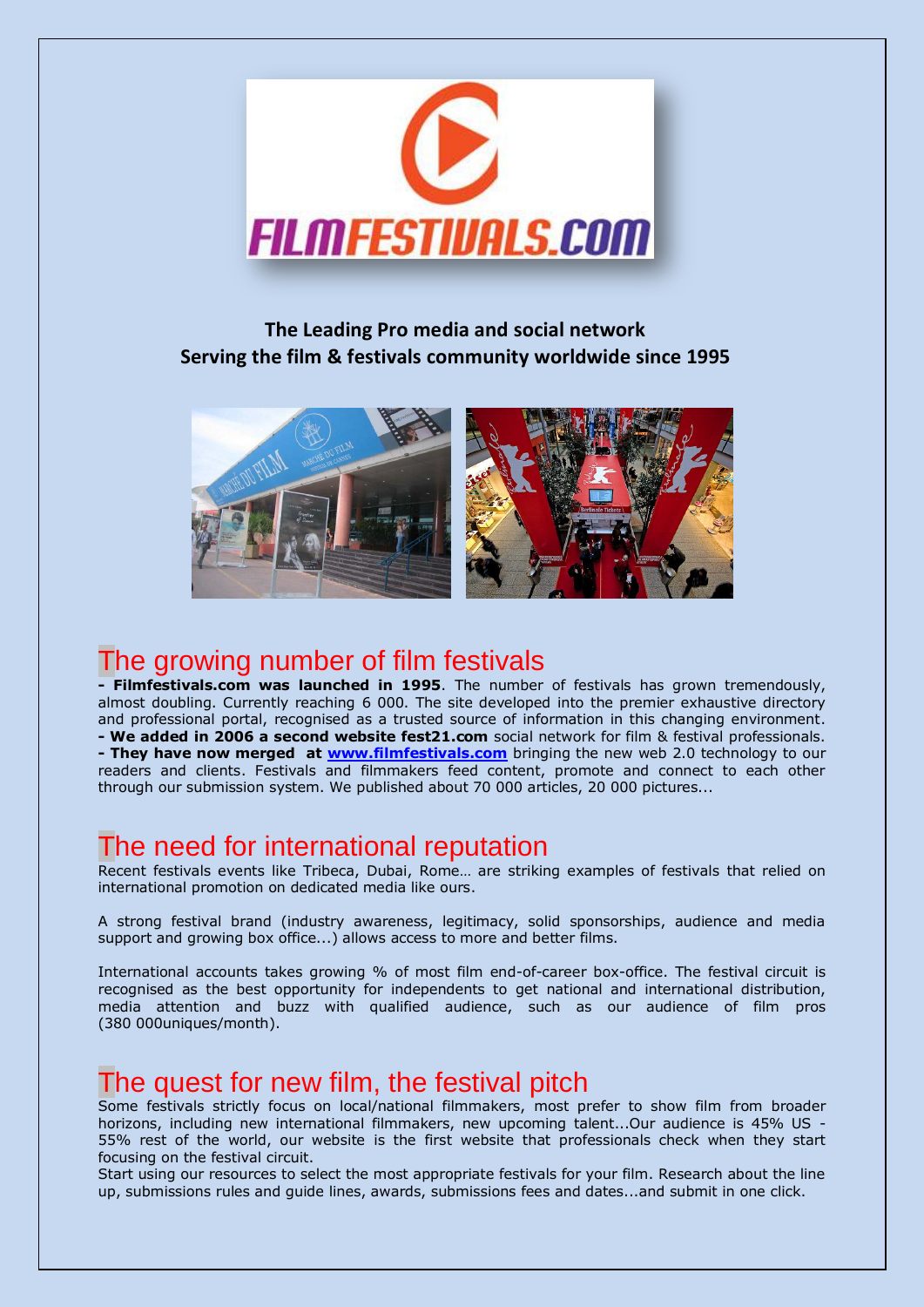**The Leading Pro media and social network**
**Serving the film & festivals community worldwide since 1995**

## The growing number of film festivals

**- Filmfestivals.com was launched in 1995**. The number of festivals has grown tremendously, almost doubling. Currently reaching 6 000. The site developed into the premier exhaustive directory and professional portal, recognised as a trusted source of information in this changing environment.
**- We added in 2006 a second website fest21.com** social network for film & festival professionals.
**- They have now merged at [www.filmfestivals.com](http://www.filmfestivals.com)** bringing the new web 2.0 technology to our readers and clients. Festivals and filmmakers feed content, promote and connect to each other through our submission system. We published about 70 000 articles, 20 000 pictures...

## The need for international reputation

Recent festivals events like Tribeca, Dubai, Rome… are striking examples of festivals that relied on international promotion on dedicated media like ours.

A strong festival brand (industry awareness, legitimacy, solid sponsorships, audience and media support and growing box office...) allows access to more and better films.

International accounts takes growing % of most film end-of-career box-office. The festival circuit is recognised as the best opportunity for independents to get national and international distribution, media attention and buzz with qualified audience, such as our audience of film pros (380 000uniques/month).

## The quest for new film, the festival pitch

Some festivals strictly focus on local/national filmmakers, most prefer to show film from broader horizons, including new international filmmakers, new upcoming talent...Our audience is 45% US - 55% rest of the world, our website is the first website that professionals check when they start focusing on the festival circuit.
Start using our resources to select the most appropriate festivals for your film. Research about the line up, submissions rules and guide lines, awards, submissions fees and dates...and submit in one click.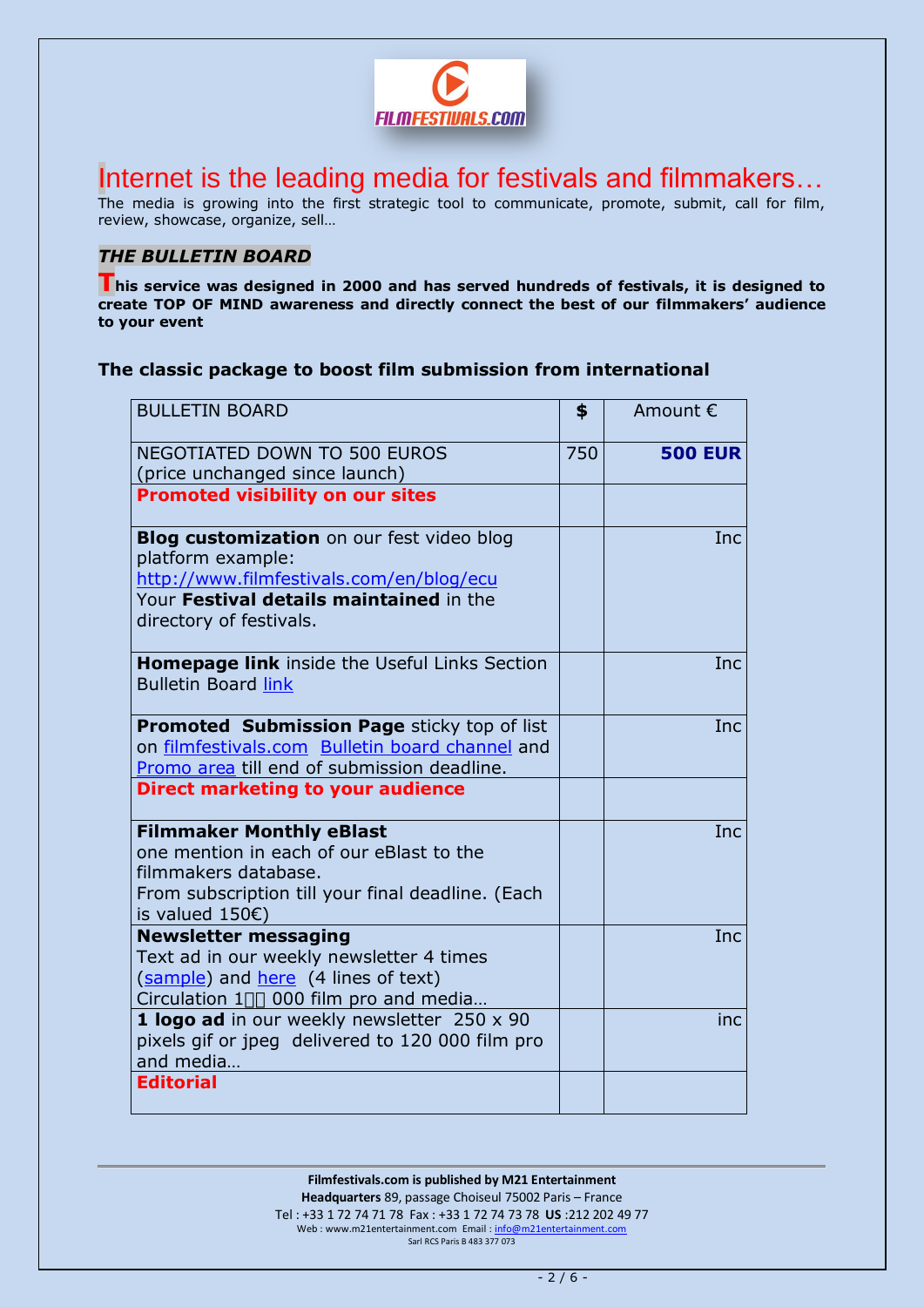# Internet is the leading media for festivals and filmmakers…

The media is growing into the first strategic tool to communicate, promote, submit, call for film, review, showcase, organize, sell…

## *THE BULLETIN BOARD*

**This service was designed in 2000 and has served hundreds of festivals, it is designed to create TOP OF MIND awareness and directly connect the best of our filmmakers' audience to your event**

### The classic package to boost film submission from international

| BULLETIN BOARD | $ | Amount € |
|---|---|---|
| NEGOTIATED DOWN TO 500 EUROS (price unchanged since launch) | 750 | **500 EUR** |
| **Promoted visibility on our sites** | | |
| **Blog customization** on our fest video blog platform example: http://www.filmfestivals.com/en/blog/ecu Your **Festival details maintained** in the directory of festivals. | | Inc |
| **Homepage link** inside the Useful Links Section Bulletin Board link | | Inc |
| **Promoted Submission Page** sticky top of list on filmfestivals.com Bulletin board channel and Promo area till end of submission deadline. | | Inc |
| **Direct marketing to your audience** | | |
| **Filmmaker Monthly eBlast** one mention in each of our eBlast to the filmmakers database. From subscription till your final deadline. (Each is valued 150€) | | Inc |
| **Newsletter messaging** Text ad in our weekly newsletter 4 times (sample) and here (4 lines of text) Circulation 1  000 film pro and media… | | Inc |
| **1 logo ad** in our weekly newsletter 250 x 90 pixels gif or jpeg delivered to 120 000 film pro and media… | | inc |
| **Editorial** | | |

**Filmfestivals.com is published by M21 Entertainment**
**Headquarters** 89, passage Choiseul 75002 Paris – France
Tel : +33 1 72 74 71 78 Fax : +33 1 72 74 73 78 **US** :212 202 49 77
Web : www.m21entertainment.com Email : info@m21entertainment.com
Sarl RCS Paris B 483 377 073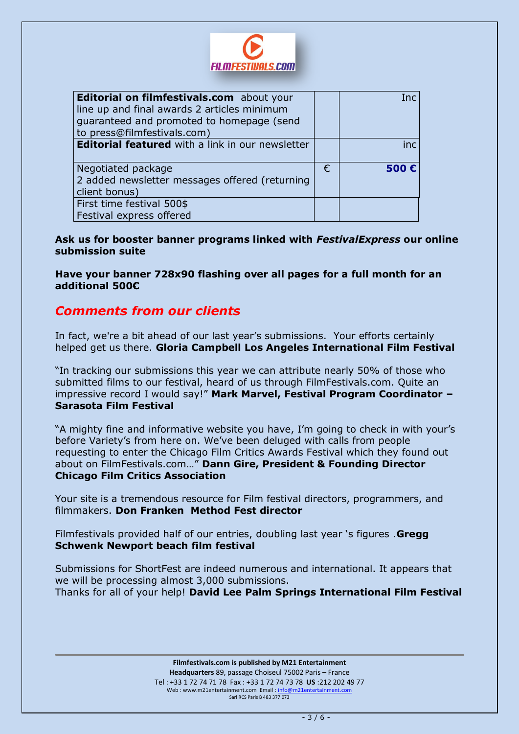| | | |
|---|---|---|
| **Editorial on filmfestivals.com** about your line up and final awards 2 articles minimum guaranteed and promoted to homepage (send to press@filmfestivals.com) | | Inc |
| **Editorial featured** with a link in our newsletter | | inc |
| Negotiated package<br>2 added newsletter messages offered (returning client bonus) | € | **500 €** |
| First time festival 500$<br>Festival express offered | | |

**Ask us for booster banner programs linked with *FestivalExpress* our online submission suite**

**Have your banner 728x90 flashing over all pages for a full month for an additional 500€**

## *Comments from our clients*

In fact, we're a bit ahead of our last year's submissions. Your efforts certainly helped get us there. **Gloria Campbell Los Angeles International Film Festival**

"In tracking our submissions this year we can attribute nearly 50% of those who submitted films to our festival, heard of us through FilmFestivals.com. Quite an impressive record I would say!" **Mark Marvel, Festival Program Coordinator – Sarasota Film Festival**

"A mighty fine and informative website you have, I'm going to check in with your's before Variety's from here on. We've been deluged with calls from people requesting to enter the Chicago Film Critics Awards Festival which they found out about on FilmFestivals.com…" **Dann Gire, President & Founding Director Chicago Film Critics Association**

Your site is a tremendous resource for Film festival directors, programmers, and filmmakers. **Don Franken Method Fest director**

Filmfestivals provided half of our entries, doubling last year 's figures .**Gregg Schwenk Newport beach film festival**

Submissions for ShortFest are indeed numerous and international. It appears that we will be processing almost 3,000 submissions.
Thanks for all of your help! **David Lee Palm Springs International Film Festival**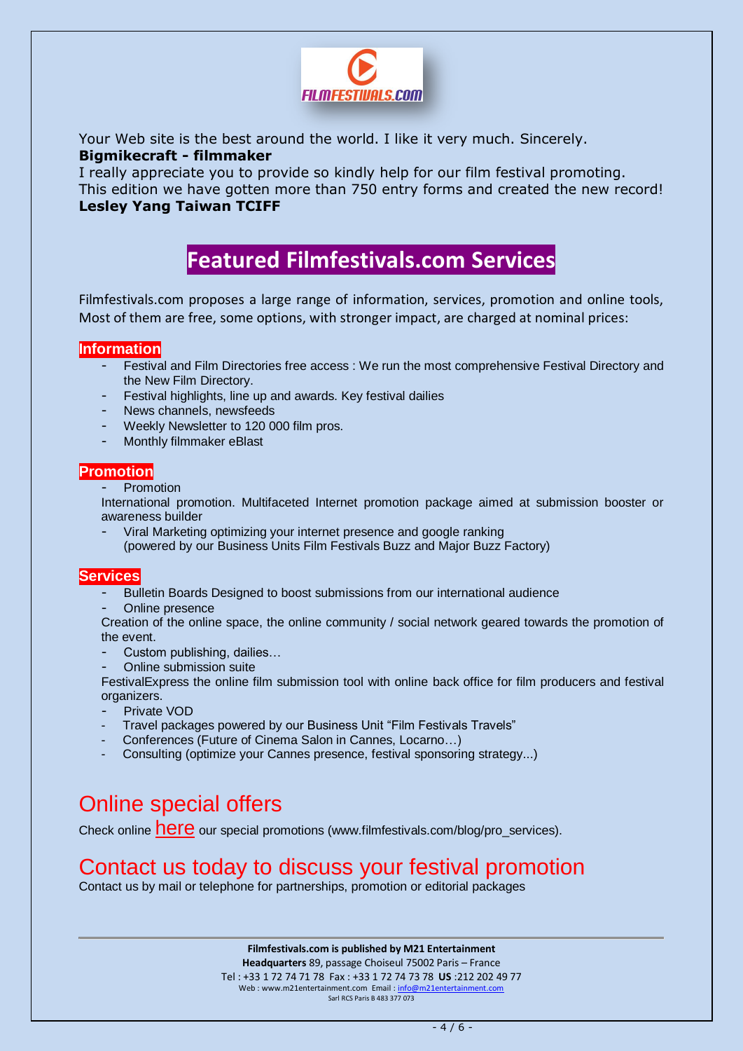Your Web site is the best around the world. I like it very much. Sincerely.
**Bigmikecraft - filmmaker**
I really appreciate you to provide so kindly help for our film festival promoting.
This edition we have gotten more than 750 entry forms and created the new record!
**Lesley Yang Taiwan TCIFF**

# Featured Filmfestivals.com Services

Filmfestivals.com proposes a large range of information, services, promotion and online tools, Most of them are free, some options, with stronger impact, are charged at nominal prices:

## Information

- Festival and Film Directories free access : We run the most comprehensive Festival Directory and the New Film Directory.
- Festival highlights, line up and awards. Key festival dailies
- News channels, newsfeeds
- Weekly Newsletter to 120 000 film pros.
- Monthly filmmaker eBlast

## Promotion

- Promotion

International promotion. Multifaceted Internet promotion package aimed at submission booster or awareness builder

- Viral Marketing optimizing your internet presence and google ranking
  (powered by our Business Units Film Festivals Buzz and Major Buzz Factory)

## Services

- Bulletin Boards Designed to boost submissions from our international audience
- Online presence

Creation of the online space, the online community / social network geared towards the promotion of the event.

- Custom publishing, dailies…
- Online submission suite

FestivalExpress the online film submission tool with online back office for film producers and festival organizers.

- Private VOD
- Travel packages powered by our Business Unit “Film Festivals Travels”
- Conferences (Future of Cinema Salon in Cannes, Locarno…)
- Consulting (optimize your Cannes presence, festival sponsoring strategy...)

## Online special offers

Check online here our special promotions (www.filmfestivals.com/blog/pro_services).

## Contact us today to discuss your festival promotion

Contact us by mail or telephone for partnerships, promotion or editorial packages

---

**Filmfestivals.com is published by M21 Entertainment**
**Headquarters** 89, passage Choiseul 75002 Paris – France
Tel : +33 1 72 74 71 78 Fax : +33 1 72 74 73 78 **US** :212 202 49 77
Web : www.m21entertainment.com Email : info@m21entertainment.com
Sarl RCS Paris B 483 377 073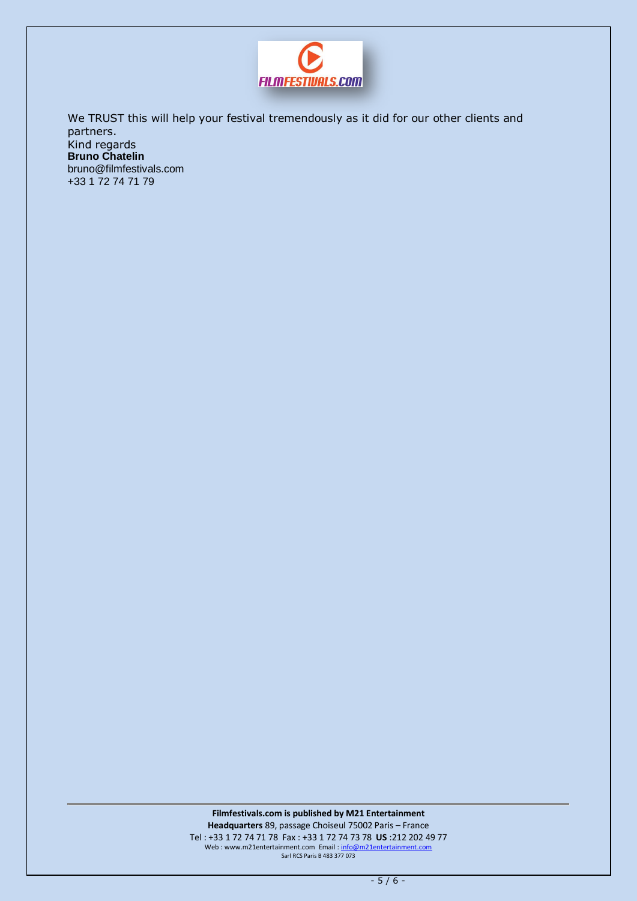We TRUST this will help your festival tremendously as it did for our other clients and partners.

Kind regards

**Bruno Chatelin**

bruno@filmfestivals.com

+33 1 72 74 71 79

**Filmfestivals.com is published by M21 Entertainment**

**Headquarters** 89, passage Choiseul 75002 Paris – France

Tel : +33 1 72 74 71 78 Fax : +33 1 72 74 73 78 **US** :212 202 49 77

Web : www.m21entertainment.com Email : info@m21entertainment.com

Sarl RCS Paris B 483 377 073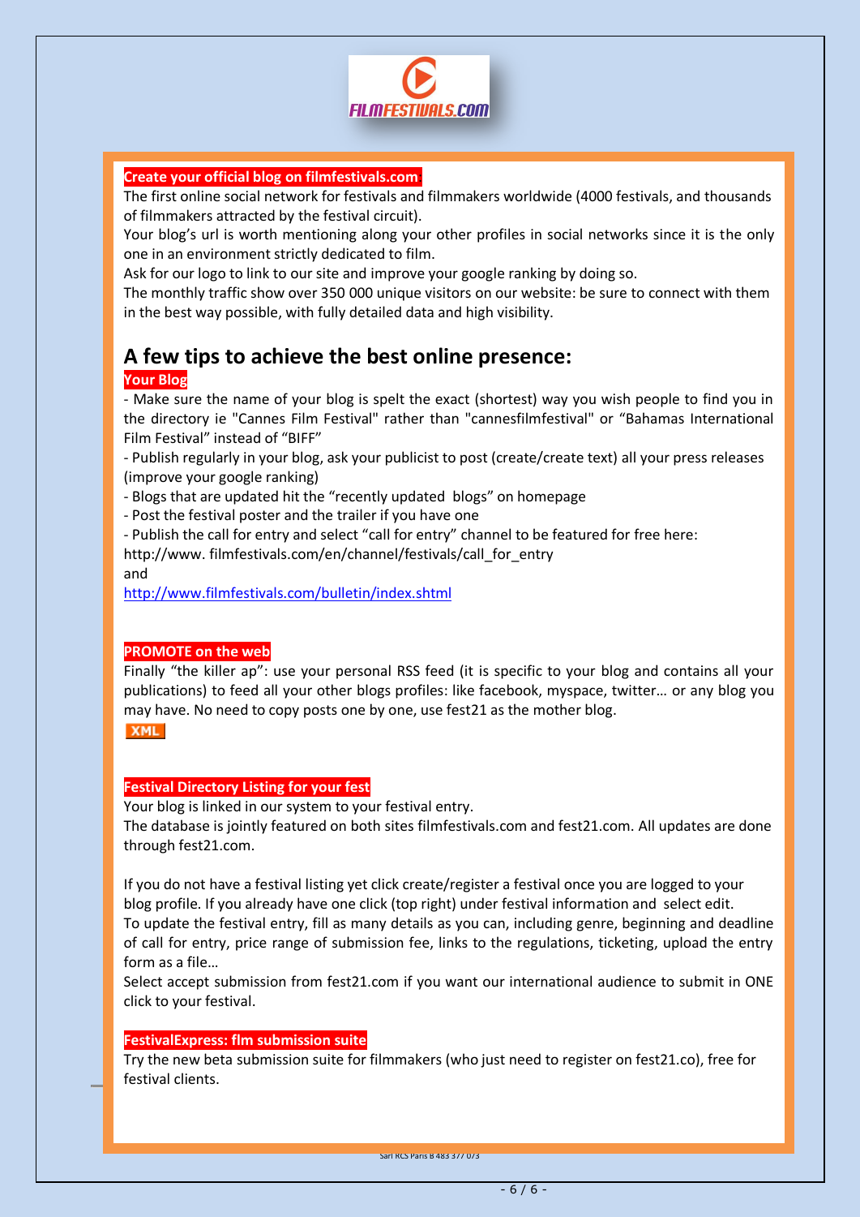**Create your official blog on filmfestivals.com**

The first online social network for festivals and filmmakers worldwide (4000 festivals, and thousands of filmmakers attracted by the festival circuit).

Your blog's url is worth mentioning along your other profiles in social networks since it is the only one in an environment strictly dedicated to film.

Ask for our logo to link to our site and improve your google ranking by doing so.

The monthly traffic show over 350 000 unique visitors on our website: be sure to connect with them in the best way possible, with fully detailed data and high visibility.

## A few tips to achieve the best online presence:

**Your Blog**

- Make sure the name of your blog is spelt the exact (shortest) way you wish people to find you in the directory ie "Cannes Film Festival" rather than "cannesfilmfestival" or "Bahamas International Film Festival" instead of "BIFF"
- Publish regularly in your blog, ask your publicist to post (create/create text) all your press releases (improve your google ranking)
- Blogs that are updated hit the "recently updated blogs" on homepage
- Post the festival poster and the trailer if you have one
- Publish the call for entry and select "call for entry" channel to be featured for free here:

http://www. filmfestivals.com/en/channel/festivals/call_for_entry

and

http://www.filmfestivals.com/bulletin/index.shtml

**PROMOTE on the web**

Finally "the killer ap": use your personal RSS feed (it is specific to your blog and contains all your publications) to feed all your other blogs profiles: like facebook, myspace, twitter… or any blog you may have. No need to copy posts one by one, use fest21 as the mother blog.

XML

**Festival Directory Listing for your fest**

Your blog is linked in our system to your festival entry.

The database is jointly featured on both sites filmfestivals.com and fest21.com. All updates are done through fest21.com.

If you do not have a festival listing yet click create/register a festival once you are logged to your blog profile. If you already have one click (top right) under festival information and select edit.

To update the festival entry, fill as many details as you can, including genre, beginning and deadline of call for entry, price range of submission fee, links to the regulations, ticketing, upload the entry form as a file…

Select accept submission from fest21.com if you want our international audience to submit in ONE click to your festival.

**FestivalExpress: flm submission suite**

Try the new beta submission suite for filmmakers (who just need to register on fest21.co), free for festival clients.

Sarl RCS Paris B 483 377 073